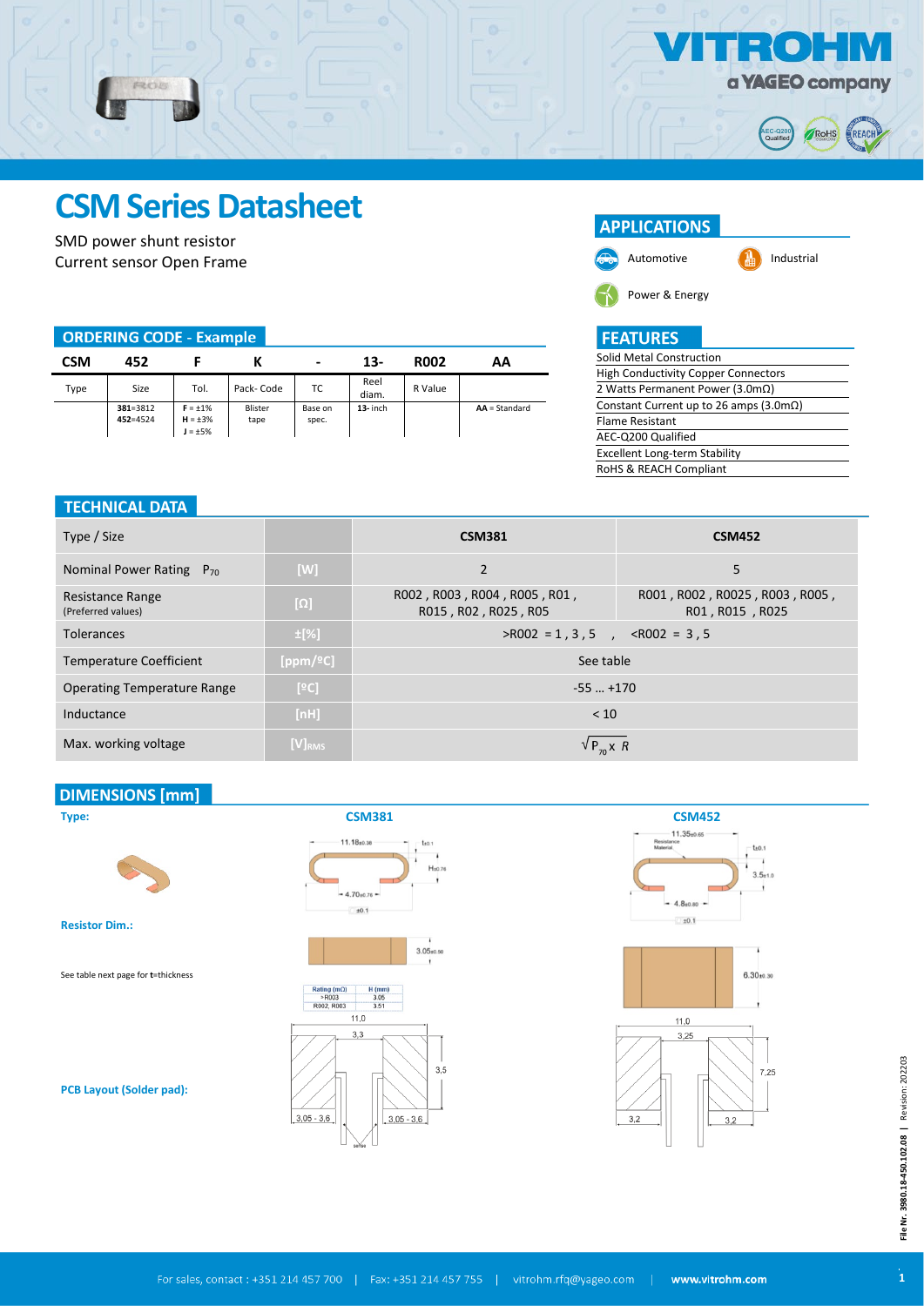# CSM Series Datasheet

SMD power shunt resistor
Current sensor Open Frame

## APPLICATIONS

- Automotive
- Industrial
- Power & Energy

## ORDERING CODE - Example

| CSM | 452 | F | K | - | 13- | R002 | AA |
|---|---|---|---|---|---|---|---|
| Type | Size | Tol. | Pack- Code | TC | Reel diam. | R Value | |
| | **381**=3812 **452**=4524 | **F** = ±1% **H** = ±3% **J** = ±5% | Blister tape | Base on spec. | **13**- inch | | **AA** = Standard |

## FEATURES

- Solid Metal Construction
- High Conductivity Copper Connectors
- 2 Watts Permanent Power (3.0mΩ)
- Constant Current up to 26 amps (3.0mΩ)
- Flame Resistant
- AEC-Q200 Qualified
- Excellent Long-term Stability
- RoHS & REACH Compliant

## TECHNICAL DATA

| Type / Size | | CSM381 | CSM452 |
|---|---|---|---|
| Nominal Power Rating $P_{70}$ | [W] | 2 | 5 |
| Resistance Range (Preferred values) | [Ω] | R002 , R003 , R004 , R005 , R01 , R015 , R02 , R025 , R05 | R001 , R002 , R0025 , R003 , R005 , R01 , R015 , R025 |
| Tolerances | ±[%] | >R002 = 1 , 3 , 5 , <R002 = 3 , 5 | |
| Temperature Coefficient | [ppm/ºC] | See table | |
| Operating Temperature Range | [ºC] | -55 … +170 | |
| Inductance | [nH] | < 10 | |
| Max. working voltage | $[V]_{RMS}$ | $\sqrt{P_{70} \times R}$ | |

## DIMENSIONS [mm]

**Type:** CSM381 / CSM452

CSM381: 11.18±0.38; t±0.1; H±0.76; 4.70±0.76; ±0.1; 3.05±0.50

| Rating (mΩ) | H (mm) |
|---|---|
| > R003 | 3.05 |
| R002, R003 | 3.51 |

CSM452: 11.35±0.65; Resistance Material; t±0.1; 3.5±1.0; 4.8±0.80; ±0.1; 6.30±0.30

**Resistor Dim.:**

See table next page for **t**=thickness

**PCB Layout (Solder pad):**

CSM381: 11.0; 3.3; 3.5; 3.05 - 3.6; 3.05 - 3.6

CSM452: 11.0; 3.25; 7.25; 3.2; 3.2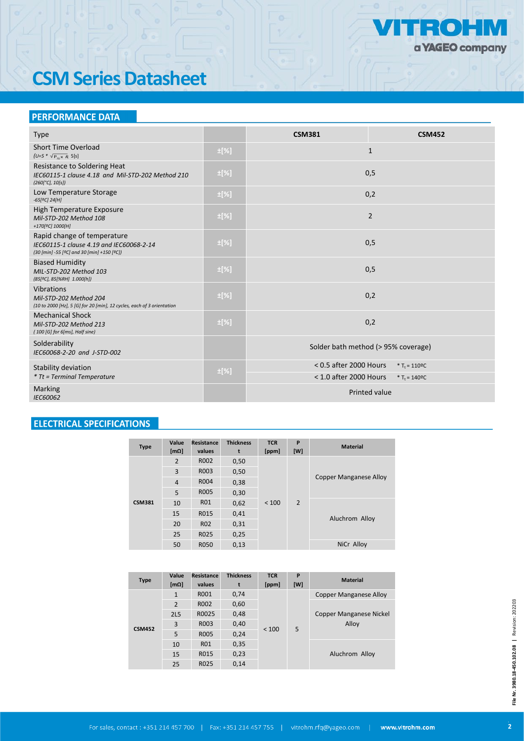# CSM Series Datasheet

## PERFORMANCE DATA

| Type | | CSM381 | CSM452 |
|---|---|---|---|
| Short Time Overload<br>*(U=5 * $\sqrt{P_{70} \times R}$ 5[s]* | ±[%] | 1 | |
| Resistance to Soldering Heat<br>*IEC60115-1 clause 4.18 and Mil-STD-202 Method 210*<br>*(260[°C], 10[s])* | ±[%] | 0,5 | |
| Low Temperature Storage<br>*-65[ºC] 24[H]* | ±[%] | 0,2 | |
| High Temperature Exposure<br>*Mil-STD-202 Method 108*<br>*+170[ºC] 1000[H]* | ±[%] | 2 | |
| Rapid change of temperature<br>*IEC60115-1 clause 4.19 and IEC60068-2-14*<br>*(30 [min] -55 [ºC] and 30 [min] +150 [ºC])* | ±[%] | 0,5 | |
| Biased Humidity<br>*MIL-STD-202 Method 103*<br>*(85[ºC], 85[%RH] 1.000[h])* | ±[%] | 0,5 | |
| Vibrations<br>*Mil-STD-202 Method 204*<br>*(10 to 2000 [Hz], 5 [G] for 20 [min], 12 cycles, each of 3 orientation* | ±[%] | 0,2 | |
| Mechanical Shock<br>*Mil-STD-202 Method 213*<br>*( 100 [G] for 6[ms], Half sine)* | ±[%] | 0,2 | |
| Solderability<br>*IEC60068-2-20 and J-STD-002* | | Solder bath method (> 95% coverage) | |
| Stability deviation<br>** Tt = Terminal Temperature* | ±[%] | < 0.5 after 2000 Hours | * $T_t$ = 110ºC |
| | | < 1.0 after 2000 Hours | * $T_t$ = 140ºC |
| Marking<br>*IEC60062* | | Printed value | |

## ELECTRICAL SPECIFICATIONS

| Type | Value [mΩ] | Resistance values | Thickness t | TCR [ppm] | P [W] | Material |
|---|---|---|---|---|---|---|
| CSM381 | 2 | R002 | 0,50 | < 100 | 2 | Copper Manganese Alloy |
| | 3 | R003 | 0,50 | | | |
| | 4 | R004 | 0,38 | | | |
| | 5 | R005 | 0,30 | | | |
| | 10 | R01 | 0,62 | | | Aluchrom Alloy |
| | 15 | R015 | 0,41 | | | |
| | 20 | R02 | 0,31 | | | |
| | 25 | R025 | 0,25 | | | |
| | 50 | R050 | 0,13 | | | NiCr Alloy |

| Type | Value [mΩ] | Resistance values | Thickness t | TCR [ppm] | P [W] | Material |
|---|---|---|---|---|---|---|
| CSM452 | 1 | R001 | 0,74 | < 100 | 5 | Copper Manganese Alloy |
| | 2 | R002 | 0,60 | | | Copper Manganese Nickel Alloy |
| | 2L5 | R0025 | 0,48 | | | |
| | 3 | R003 | 0,40 | | | |
| | 5 | R005 | 0,24 | | | |
| | 10 | R01 | 0,35 | | | Aluchrom Alloy |
| | 15 | R015 | 0,23 | | | |
| | 25 | R025 | 0,14 | | | |

File Nr. 3980.18-450.102.08 | Revision: 202203

For sales, contact : +351 214 457 700 | Fax: +351 214 457 755 | vitrohm.rfq@yageo.com | www.vitrohm.com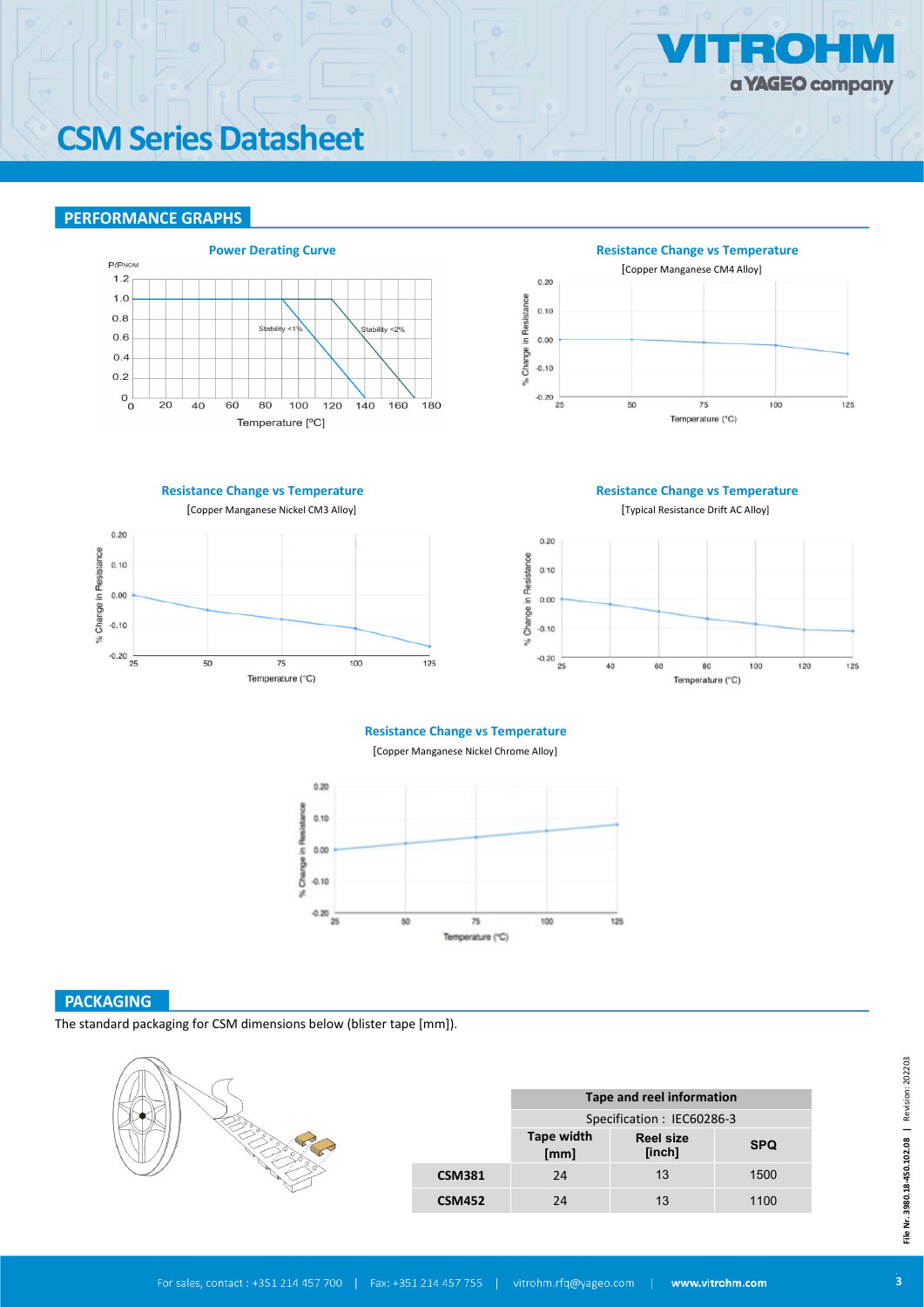# CSM Series Datasheet

## PERFORMANCE GRAPHS

**Power Derating Curve**

P/PNOM
1.2
1.0
0.8
0.6
0.4
0.2
0
0 20 40 60 80 100 120 140 160 180
Temperature [ºC]
Stability <1%
Stability <2%

**Resistance Change vs Temperature**

[Copper Manganese CM4 Alloy]

% Change in Resistance
0.20
0.10
0.00
-0.10
-0.20
25 50 75 100 125
Temperature (°C)

**Resistance Change vs Temperature**

[Copper Manganese Nickel CM3 Alloy]

% Change in Resistance
0.20
0.10
0.00
-0.10
-0.20
25 50 75 100 125
Temperature (°C)

**Resistance Change vs Temperature**

[Typical Resistance Drift AC Alloy]

% Change in Resistance
0.20
0.10
0.00
-0.10
-0.20
25 40 60 80 100 120 125
Temperature (°C)

**Resistance Change vs Temperature**

[Copper Manganese Nickel Chrome Alloy]

% Change in Resistance
0.20
0.10
0.00
-0.10
-0.20
25 50 75 100 125
Temperature (°C)

## PACKAGING

The standard packaging for CSM dimensions below (blister tape [mm]).

| | Tape and reel information | | |
|---|---|---|---|
| | Specification : IEC60286-3 | | |
| | Tape width [mm] | Reel size [inch] | SPQ |
| **CSM381** | 24 | 13 | 1500 |
| **CSM452** | 24 | 13 | 1100 |